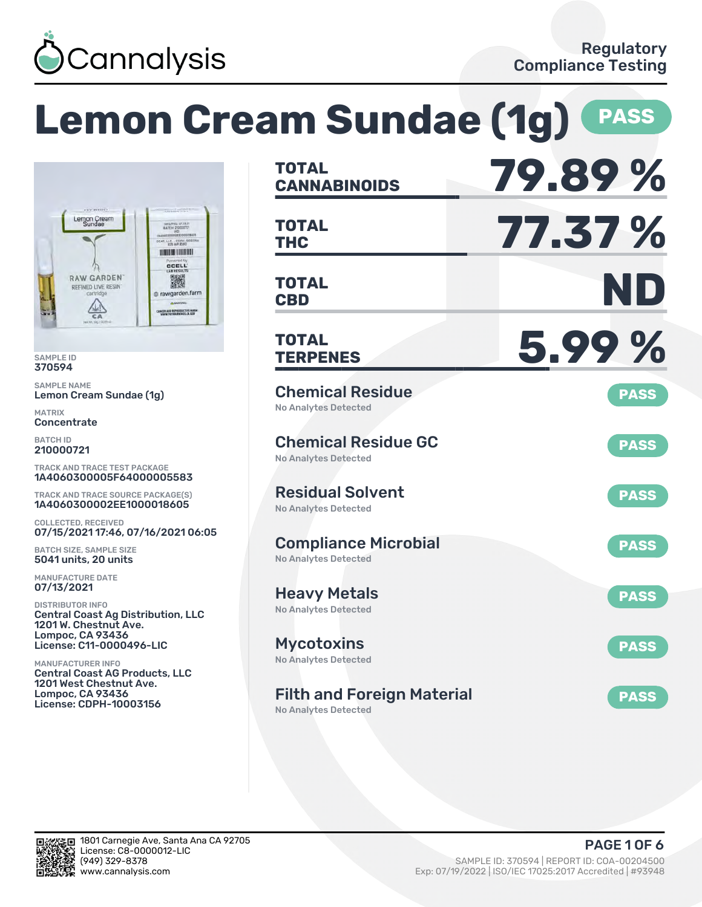Cannalysis

Regulatory Compliance Testing

# Lemon Cream Sundae (1g) PASS

SAMPLE ID
370594

SAMPLE NAME
Lemon Cream Sundae (1g)

MATRIX
Concentrate

BATCH ID
210000721

TRACK AND TRACE TEST PACKAGE
1A4060300005F64000005583

TRACK AND TRACE SOURCE PACKAGE(S)
1A4060300002EE1000018605

COLLECTED, RECEIVED
07/15/2021 17:46, 07/16/2021 06:05

BATCH SIZE, SAMPLE SIZE
5041 units, 20 units

MANUFACTURE DATE
07/13/2021

DISTRIBUTOR INFO
Central Coast Ag Distribution, LLC
1201 W. Chestnut Ave.
Lompoc, CA 93436
License: C11-0000496-LIC

MANUFACTURER INFO
Central Coast AG Products, LLC
1201 West Chestnut Ave.
Lompoc, CA 93436
License: CDPH-10003156

| | |
|---|---|
| **TOTAL CANNABINOIDS** | **79.89 %** |
| **TOTAL THC** | **77.37 %** |
| **TOTAL CBD** | **ND** |
| **TOTAL TERPENES** | **5.99 %** |

| Test | Result | Status |
|---|---|---|
| Chemical Residue | No Analytes Detected | PASS |
| Chemical Residue GC | No Analytes Detected | PASS |
| Residual Solvent | No Analytes Detected | PASS |
| Compliance Microbial | No Analytes Detected | PASS |
| Heavy Metals | No Analytes Detected | PASS |
| Mycotoxins | No Analytes Detected | PASS |
| Filth and Foreign Material | No Analytes Detected | PASS |

1801 Carnegie Ave, Santa Ana CA 92705
License: C8-0000012-LIC
(949) 329-8378
www.cannalysis.com

SAMPLE ID: 370594 | REPORT ID: COA-00204500
Exp: 07/19/2022 | ISO/IEC 17025:2017 Accredited | #93948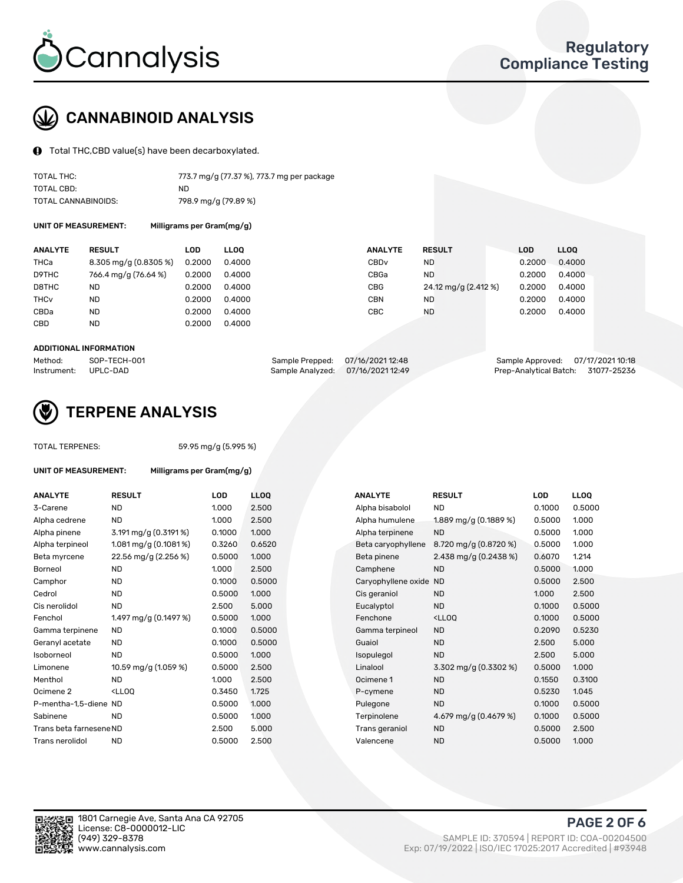# CANNABINOID ANALYSIS

Total THC,CBD value(s) have been decarboxylated.

| | |
|---|---|
| TOTAL THC: | 773.7 mg/g (77.37 %), 773.7 mg per package |
| TOTAL CBD: | ND |
| TOTAL CANNABINOIDS: | 798.9 mg/g (79.89 %) |

**UNIT OF MEASUREMENT:** Milligrams per Gram(mg/g)

| ANALYTE | RESULT | LOD | LLOQ | ANALYTE | RESULT | LOD | LLOQ |
|---|---|---|---|---|---|---|---|
| THCa | 8.305 mg/g (0.8305 %) | 0.2000 | 0.4000 | CBDv | ND | 0.2000 | 0.4000 |
| D9THC | 766.4 mg/g (76.64 %) | 0.2000 | 0.4000 | CBGa | ND | 0.2000 | 0.4000 |
| D8THC | ND | 0.2000 | 0.4000 | CBG | 24.12 mg/g (2.412 %) | 0.2000 | 0.4000 |
| THCv | ND | 0.2000 | 0.4000 | CBN | ND | 0.2000 | 0.4000 |
| CBDa | ND | 0.2000 | 0.4000 | CBC | ND | 0.2000 | 0.4000 |
| CBD | ND | 0.2000 | 0.4000 | | | | |

**ADDITIONAL INFORMATION**

| | | | | | |
|---|---|---|---|---|---|
| Method: | SOP-TECH-001 | Sample Prepped: | 07/16/2021 12:48 | Sample Approved: | 07/17/2021 10:18 |
| Instrument: | UPLC-DAD | Sample Analyzed: | 07/16/2021 12:49 | Prep-Analytical Batch: | 31077-25236 |

# TERPENE ANALYSIS

TOTAL TERPENES: 59.95 mg/g (5.995 %)

**UNIT OF MEASUREMENT:** Milligrams per Gram(mg/g)

| ANALYTE | RESULT | LOD | LLOQ | ANALYTE | RESULT | LOD | LLOQ |
|---|---|---|---|---|---|---|---|
| 3-Carene | ND | 1.000 | 2.500 | Alpha bisabolol | ND | 0.1000 | 0.5000 |
| Alpha cedrene | ND | 1.000 | 2.500 | Alpha humulene | 1.889 mg/g (0.1889 %) | 0.5000 | 1.000 |
| Alpha pinene | 3.191 mg/g (0.3191 %) | 0.1000 | 1.000 | Alpha terpinene | ND | 0.5000 | 1.000 |
| Alpha terpineol | 1.081 mg/g (0.1081 %) | 0.3260 | 0.6520 | Beta caryophyllene | 8.720 mg/g (0.8720 %) | 0.5000 | 1.000 |
| Beta myrcene | 22.56 mg/g (2.256 %) | 0.5000 | 1.000 | Beta pinene | 2.438 mg/g (0.2438 %) | 0.6070 | 1.214 |
| Borneol | ND | 1.000 | 2.500 | Camphene | ND | 0.5000 | 1.000 |
| Camphor | ND | 0.1000 | 0.5000 | Caryophyllene oxide | ND | 0.5000 | 2.500 |
| Cedrol | ND | 0.5000 | 1.000 | Cis geraniol | ND | 1.000 | 2.500 |
| Cis nerolidol | ND | 2.500 | 5.000 | Eucalyptol | ND | 0.1000 | 0.5000 |
| Fenchol | 1.497 mg/g (0.1497 %) | 0.5000 | 1.000 | Fenchone | <LLOQ | 0.1000 | 0.5000 |
| Gamma terpinene | ND | 0.1000 | 0.5000 | Gamma terpineol | ND | 0.2090 | 0.5230 |
| Geranyl acetate | ND | 0.1000 | 0.5000 | Guaiol | ND | 2.500 | 5.000 |
| Isoborneol | ND | 0.5000 | 1.000 | Isopulegol | ND | 2.500 | 5.000 |
| Limonene | 10.59 mg/g (1.059 %) | 0.5000 | 2.500 | Linalool | 3.302 mg/g (0.3302 %) | 0.5000 | 1.000 |
| Menthol | ND | 1.000 | 2.500 | Ocimene 1 | ND | 0.1550 | 0.3100 |
| Ocimene 2 | <LLOQ | 0.3450 | 1.725 | P-cymene | ND | 0.5230 | 1.045 |
| P-mentha-1,5-diene | ND | 0.5000 | 1.000 | Pulegone | ND | 0.1000 | 0.5000 |
| Sabinene | ND | 0.5000 | 1.000 | Terpinolene | 4.679 mg/g (0.4679 %) | 0.1000 | 0.5000 |
| Trans beta farnesene | ND | 2.500 | 5.000 | Trans geraniol | ND | 0.5000 | 2.500 |
| Trans nerolidol | ND | 0.5000 | 2.500 | Valencene | ND | 0.5000 | 1.000 |

1801 Carnegie Ave, Santa Ana CA 92705
License: C8-0000012-LIC
(949) 329-8378
www.cannalysis.com

SAMPLE ID: 370594 | REPORT ID: COA-00204500
Exp: 07/19/2022 | ISO/IEC 17025:2017 Accredited | #93948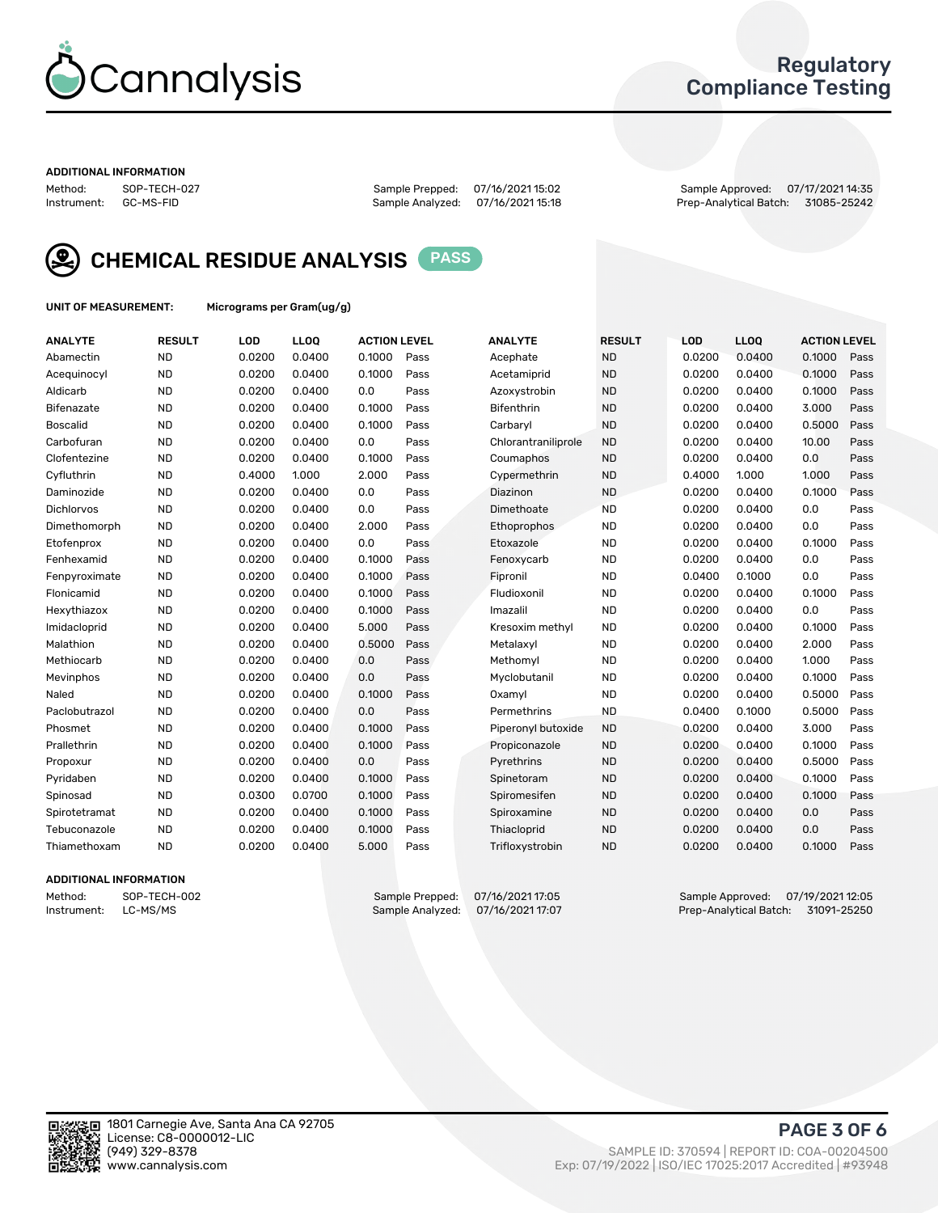# Cannalysis

## Regulatory Compliance Testing

### ADDITIONAL INFORMATION

Method: SOP-TECH-027
Instrument: GC-MS-FID

Sample Prepped: 07/16/2021 15:02
Sample Analyzed: 07/16/2021 15:18

Sample Approved: 07/17/2021 14:35
Prep-Analytical Batch: 31085-25242

## CHEMICAL RESIDUE ANALYSIS PASS

**UNIT OF MEASUREMENT:** Micrograms per Gram(ug/g)

| ANALYTE | RESULT | LOD | LLOQ | ACTION LEVEL | | ANALYTE | RESULT | LOD | LLOQ | ACTION LEVEL | |
|---|---|---|---|---|---|---|---|---|---|---|---|
| Abamectin | ND | 0.0200 | 0.0400 | 0.1000 | Pass | Acephate | ND | 0.0200 | 0.0400 | 0.1000 | Pass |
| Acequinocyl | ND | 0.0200 | 0.0400 | 0.1000 | Pass | Acetamiprid | ND | 0.0200 | 0.0400 | 0.1000 | Pass |
| Aldicarb | ND | 0.0200 | 0.0400 | 0.0 | Pass | Azoxystrobin | ND | 0.0200 | 0.0400 | 0.1000 | Pass |
| Bifenazate | ND | 0.0200 | 0.0400 | 0.1000 | Pass | Bifenthrin | ND | 0.0200 | 0.0400 | 3.000 | Pass |
| Boscalid | ND | 0.0200 | 0.0400 | 0.1000 | Pass | Carbaryl | ND | 0.0200 | 0.0400 | 0.5000 | Pass |
| Carbofuran | ND | 0.0200 | 0.0400 | 0.0 | Pass | Chlorantraniliprole | ND | 0.0200 | 0.0400 | 10.00 | Pass |
| Clofentezine | ND | 0.0200 | 0.0400 | 0.1000 | Pass | Coumaphos | ND | 0.0200 | 0.0400 | 0.0 | Pass |
| Cyfluthrin | ND | 0.4000 | 1.000 | 2.000 | Pass | Cypermethrin | ND | 0.4000 | 1.000 | 1.000 | Pass |
| Daminozide | ND | 0.0200 | 0.0400 | 0.0 | Pass | Diazinon | ND | 0.0200 | 0.0400 | 0.1000 | Pass |
| Dichlorvos | ND | 0.0200 | 0.0400 | 0.0 | Pass | Dimethoate | ND | 0.0200 | 0.0400 | 0.0 | Pass |
| Dimethomorph | ND | 0.0200 | 0.0400 | 2.000 | Pass | Ethoprophos | ND | 0.0200 | 0.0400 | 0.0 | Pass |
| Etofenprox | ND | 0.0200 | 0.0400 | 0.0 | Pass | Etoxazole | ND | 0.0200 | 0.0400 | 0.1000 | Pass |
| Fenhexamid | ND | 0.0200 | 0.0400 | 0.1000 | Pass | Fenoxycarb | ND | 0.0200 | 0.0400 | 0.0 | Pass |
| Fenpyroximate | ND | 0.0200 | 0.0400 | 0.1000 | Pass | Fipronil | ND | 0.0400 | 0.1000 | 0.0 | Pass |
| Flonicamid | ND | 0.0200 | 0.0400 | 0.1000 | Pass | Fludioxonil | ND | 0.0200 | 0.0400 | 0.1000 | Pass |
| Hexythiazox | ND | 0.0200 | 0.0400 | 0.1000 | Pass | Imazalil | ND | 0.0200 | 0.0400 | 0.0 | Pass |
| Imidacloprid | ND | 0.0200 | 0.0400 | 5.000 | Pass | Kresoxim methyl | ND | 0.0200 | 0.0400 | 0.1000 | Pass |
| Malathion | ND | 0.0200 | 0.0400 | 0.5000 | Pass | Metalaxyl | ND | 0.0200 | 0.0400 | 2.000 | Pass |
| Methiocarb | ND | 0.0200 | 0.0400 | 0.0 | Pass | Methomyl | ND | 0.0200 | 0.0400 | 1.000 | Pass |
| Mevinphos | ND | 0.0200 | 0.0400 | 0.0 | Pass | Myclobutanil | ND | 0.0200 | 0.0400 | 0.1000 | Pass |
| Naled | ND | 0.0200 | 0.0400 | 0.1000 | Pass | Oxamyl | ND | 0.0200 | 0.0400 | 0.5000 | Pass |
| Paclobutrazol | ND | 0.0200 | 0.0400 | 0.0 | Pass | Permethrins | ND | 0.0400 | 0.1000 | 0.5000 | Pass |
| Phosmet | ND | 0.0200 | 0.0400 | 0.1000 | Pass | Piperonyl butoxide | ND | 0.0200 | 0.0400 | 3.000 | Pass |
| Prallethrin | ND | 0.0200 | 0.0400 | 0.1000 | Pass | Propiconazole | ND | 0.0200 | 0.0400 | 0.1000 | Pass |
| Propoxur | ND | 0.0200 | 0.0400 | 0.0 | Pass | Pyrethrins | ND | 0.0200 | 0.0400 | 0.5000 | Pass |
| Pyridaben | ND | 0.0200 | 0.0400 | 0.1000 | Pass | Spinetoram | ND | 0.0200 | 0.0400 | 0.1000 | Pass |
| Spinosad | ND | 0.0300 | 0.0700 | 0.1000 | Pass | Spiromesifen | ND | 0.0200 | 0.0400 | 0.1000 | Pass |
| Spirotetramat | ND | 0.0200 | 0.0400 | 0.1000 | Pass | Spiroxamine | ND | 0.0200 | 0.0400 | 0.0 | Pass |
| Tebuconazole | ND | 0.0200 | 0.0400 | 0.1000 | Pass | Thiacloprid | ND | 0.0200 | 0.0400 | 0.0 | Pass |
| Thiamethoxam | ND | 0.0200 | 0.0400 | 5.000 | Pass | Trifloxystrobin | ND | 0.0200 | 0.0400 | 0.1000 | Pass |

### ADDITIONAL INFORMATION

Method: SOP-TECH-002
Instrument: LC-MS/MS

Sample Prepped: 07/16/2021 17:05
Sample Analyzed: 07/16/2021 17:07

Sample Approved: 07/19/2021 12:05
Prep-Analytical Batch: 31091-25250

1801 Carnegie Ave, Santa Ana CA 92705
License: C8-0000012-LIC
(949) 329-8378
www.cannalysis.com

SAMPLE ID: 370594 | REPORT ID: COA-00204500
Exp: 07/19/2022 | ISO/IEC 17025:2017 Accredited | #93948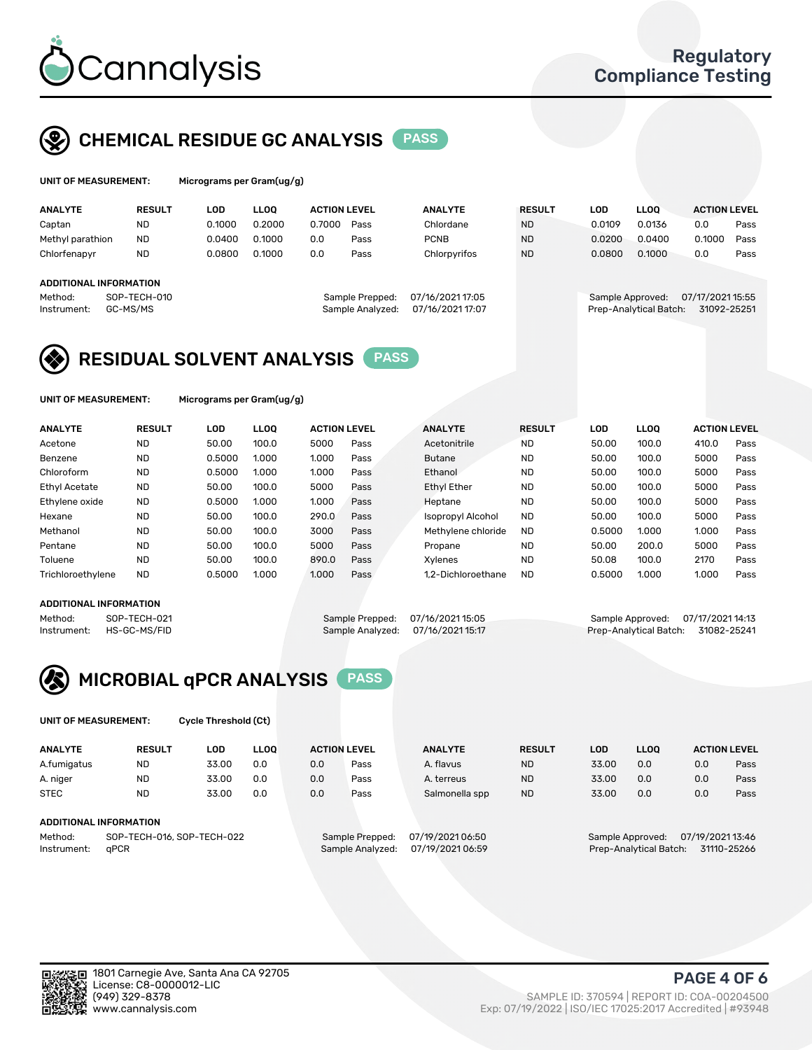# Cannalysis

Regulatory Compliance Testing

## CHEMICAL RESIDUE GC ANALYSIS PASS

**UNIT OF MEASUREMENT:** Micrograms per Gram(ug/g)

| ANALYTE | RESULT | LOD | LLOQ | ACTION LEVEL | | ANALYTE | RESULT | LOD | LLOQ | ACTION LEVEL | |
|---|---|---|---|---|---|---|---|---|---|---|---|
| Captan | ND | 0.1000 | 0.2000 | 0.7000 | Pass | Chlordane | ND | 0.0109 | 0.0136 | 0.0 | Pass |
| Methyl parathion | ND | 0.0400 | 0.1000 | 0.0 | Pass | PCNB | ND | 0.0200 | 0.0400 | 0.1000 | Pass |
| Chlorfenapyr | ND | 0.0800 | 0.1000 | 0.0 | Pass | Chlorpyrifos | ND | 0.0800 | 0.1000 | 0.0 | Pass |

**ADDITIONAL INFORMATION**

Method: SOP-TECH-010
Instrument: GC-MS/MS
Sample Prepped: 07/16/2021 17:05
Sample Analyzed: 07/16/2021 17:07
Sample Approved: 07/17/2021 15:55
Prep-Analytical Batch: 31092-25251

## RESIDUAL SOLVENT ANALYSIS PASS

**UNIT OF MEASUREMENT:** Micrograms per Gram(ug/g)

| ANALYTE | RESULT | LOD | LLOQ | ACTION LEVEL | | ANALYTE | RESULT | LOD | LLOQ | ACTION LEVEL | |
|---|---|---|---|---|---|---|---|---|---|---|---|
| Acetone | ND | 50.00 | 100.0 | 5000 | Pass | Acetonitrile | ND | 50.00 | 100.0 | 410.0 | Pass |
| Benzene | ND | 0.5000 | 1.000 | 1.000 | Pass | Butane | ND | 50.00 | 100.0 | 5000 | Pass |
| Chloroform | ND | 0.5000 | 1.000 | 1.000 | Pass | Ethanol | ND | 50.00 | 100.0 | 5000 | Pass |
| Ethyl Acetate | ND | 50.00 | 100.0 | 5000 | Pass | Ethyl Ether | ND | 50.00 | 100.0 | 5000 | Pass |
| Ethylene oxide | ND | 0.5000 | 1.000 | 1.000 | Pass | Heptane | ND | 50.00 | 100.0 | 5000 | Pass |
| Hexane | ND | 50.00 | 100.0 | 290.0 | Pass | Isopropyl Alcohol | ND | 50.00 | 100.0 | 5000 | Pass |
| Methanol | ND | 50.00 | 100.0 | 3000 | Pass | Methylene chloride | ND | 0.5000 | 1.000 | 1.000 | Pass |
| Pentane | ND | 50.00 | 100.0 | 5000 | Pass | Propane | ND | 50.00 | 200.0 | 5000 | Pass |
| Toluene | ND | 50.00 | 100.0 | 890.0 | Pass | Xylenes | ND | 50.08 | 100.0 | 2170 | Pass |
| Trichloroethylene | ND | 0.5000 | 1.000 | 1.000 | Pass | 1,2-Dichloroethane | ND | 0.5000 | 1.000 | 1.000 | Pass |

**ADDITIONAL INFORMATION**

Method: SOP-TECH-021
Instrument: HS-GC-MS/FID
Sample Prepped: 07/16/2021 15:05
Sample Analyzed: 07/16/2021 15:17
Sample Approved: 07/17/2021 14:13
Prep-Analytical Batch: 31082-25241

## MICROBIAL qPCR ANALYSIS PASS

**UNIT OF MEASUREMENT:** Cycle Threshold (Ct)

| ANALYTE | RESULT | LOD | LLOQ | ACTION LEVEL | | ANALYTE | RESULT | LOD | LLOQ | ACTION LEVEL | |
|---|---|---|---|---|---|---|---|---|---|---|---|
| A.fumigatus | ND | 33.00 | 0.0 | 0.0 | Pass | A. flavus | ND | 33.00 | 0.0 | 0.0 | Pass |
| A. niger | ND | 33.00 | 0.0 | 0.0 | Pass | A. terreus | ND | 33.00 | 0.0 | 0.0 | Pass |
| STEC | ND | 33.00 | 0.0 | 0.0 | Pass | Salmonella spp | ND | 33.00 | 0.0 | 0.0 | Pass |

**ADDITIONAL INFORMATION**

Method: SOP-TECH-016, SOP-TECH-022
Instrument: qPCR
Sample Prepped: 07/19/2021 06:50
Sample Analyzed: 07/19/2021 06:59
Sample Approved: 07/19/2021 13:46
Prep-Analytical Batch: 31110-25266

1801 Carnegie Ave, Santa Ana CA 92705
License: C8-0000012-LIC
(949) 329-8378
www.cannalysis.com

SAMPLE ID: 370594 | REPORT ID: COA-00204500
Exp: 07/19/2022 | ISO/IEC 17025:2017 Accredited | #93948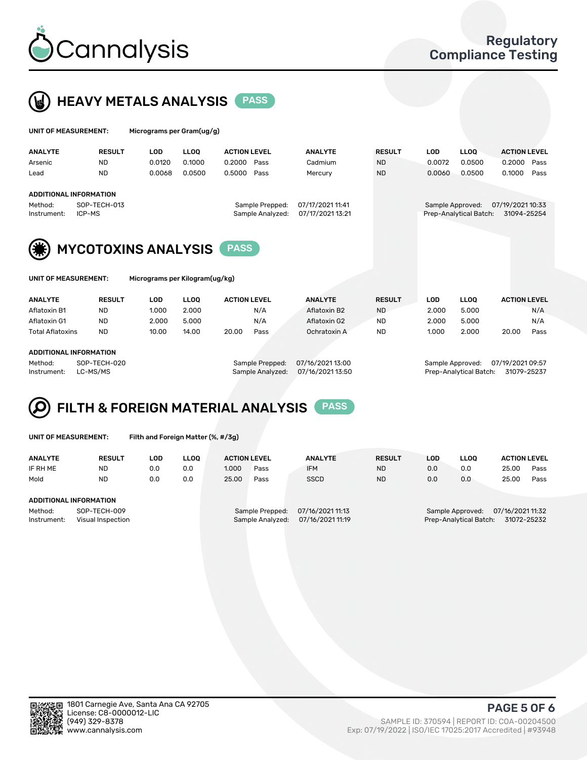# Cannalysis

Regulatory Compliance Testing

## HEAVY METALS ANALYSIS PASS

**UNIT OF MEASUREMENT:** Micrograms per Gram(ug/g)

| ANALYTE | RESULT | LOD | LLOQ | ACTION LEVEL | | ANALYTE | RESULT | LOD | LLOQ | ACTION LEVEL | |
|---|---|---|---|---|---|---|---|---|---|---|---|
| Arsenic | ND | 0.0120 | 0.1000 | 0.2000 | Pass | Cadmium | ND | 0.0072 | 0.0500 | 0.2000 | Pass |
| Lead | ND | 0.0068 | 0.0500 | 0.5000 | Pass | Mercury | ND | 0.0060 | 0.0500 | 0.1000 | Pass |

**ADDITIONAL INFORMATION**

Method: SOP-TECH-013
Instrument: ICP-MS
Sample Prepped: 07/17/2021 11:41
Sample Analyzed: 07/17/2021 13:21
Sample Approved: 07/19/2021 10:33
Prep-Analytical Batch: 31094-25254

## MYCOTOXINS ANALYSIS PASS

**UNIT OF MEASUREMENT:** Micrograms per Kilogram(ug/kg)

| ANALYTE | RESULT | LOD | LLOQ | ACTION LEVEL | | ANALYTE | RESULT | LOD | LLOQ | ACTION LEVEL | |
|---|---|---|---|---|---|---|---|---|---|---|---|
| Aflatoxin B1 | ND | 1.000 | 2.000 | | N/A | Aflatoxin B2 | ND | 2.000 | 5.000 | | N/A |
| Aflatoxin G1 | ND | 2.000 | 5.000 | | N/A | Aflatoxin G2 | ND | 2.000 | 5.000 | | N/A |
| Total Aflatoxins | ND | 10.00 | 14.00 | 20.00 | Pass | Ochratoxin A | ND | 1.000 | 2.000 | 20.00 | Pass |

**ADDITIONAL INFORMATION**

Method: SOP-TECH-020
Instrument: LC-MS/MS
Sample Prepped: 07/16/2021 13:00
Sample Analyzed: 07/16/2021 13:50
Sample Approved: 07/19/2021 09:57
Prep-Analytical Batch: 31079-25237

## FILTH & FOREIGN MATERIAL ANALYSIS PASS

**UNIT OF MEASUREMENT:** Filth and Foreign Matter (%, #/3g)

| ANALYTE | RESULT | LOD | LLOQ | ACTION LEVEL | | ANALYTE | RESULT | LOD | LLOQ | ACTION LEVEL | |
|---|---|---|---|---|---|---|---|---|---|---|---|
| IF RH ME | ND | 0.0 | 0.0 | 1.000 | Pass | IFM | ND | 0.0 | 0.0 | 25.00 | Pass |
| Mold | ND | 0.0 | 0.0 | 25.00 | Pass | SSCD | ND | 0.0 | 0.0 | 25.00 | Pass |

**ADDITIONAL INFORMATION**

Method: SOP-TECH-009
Instrument: Visual Inspection
Sample Prepped: 07/16/2021 11:13
Sample Analyzed: 07/16/2021 11:19
Sample Approved: 07/16/2021 11:32
Prep-Analytical Batch: 31072-25232

1801 Carnegie Ave, Santa Ana CA 92705
License: C8-0000012-LIC
(949) 329-8378
www.cannalysis.com

SAMPLE ID: 370594 | REPORT ID: COA-00204500
Exp: 07/19/2022 | ISO/IEC 17025:2017 Accredited | #93948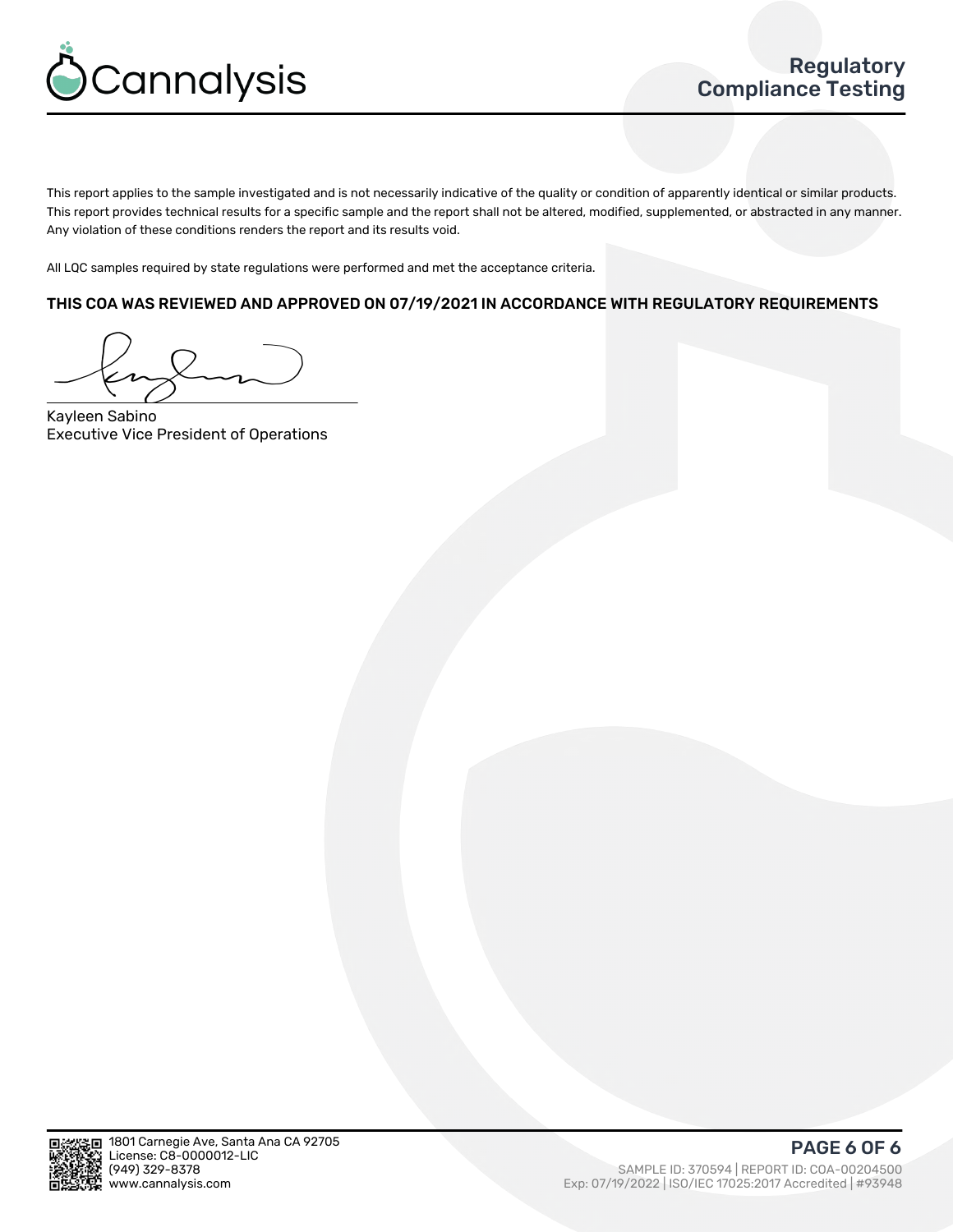This report applies to the sample investigated and is not necessarily indicative of the quality or condition of apparently identical or similar products. This report provides technical results for a specific sample and the report shall not be altered, modified, supplemented, or abstracted in any manner. Any violation of these conditions renders the report and its results void.

All LQC samples required by state regulations were performed and met the acceptance criteria.

**THIS COA WAS REVIEWED AND APPROVED ON 07/19/2021 IN ACCORDANCE WITH REGULATORY REQUIREMENTS**

Kayleen Sabino
Executive Vice President of Operations